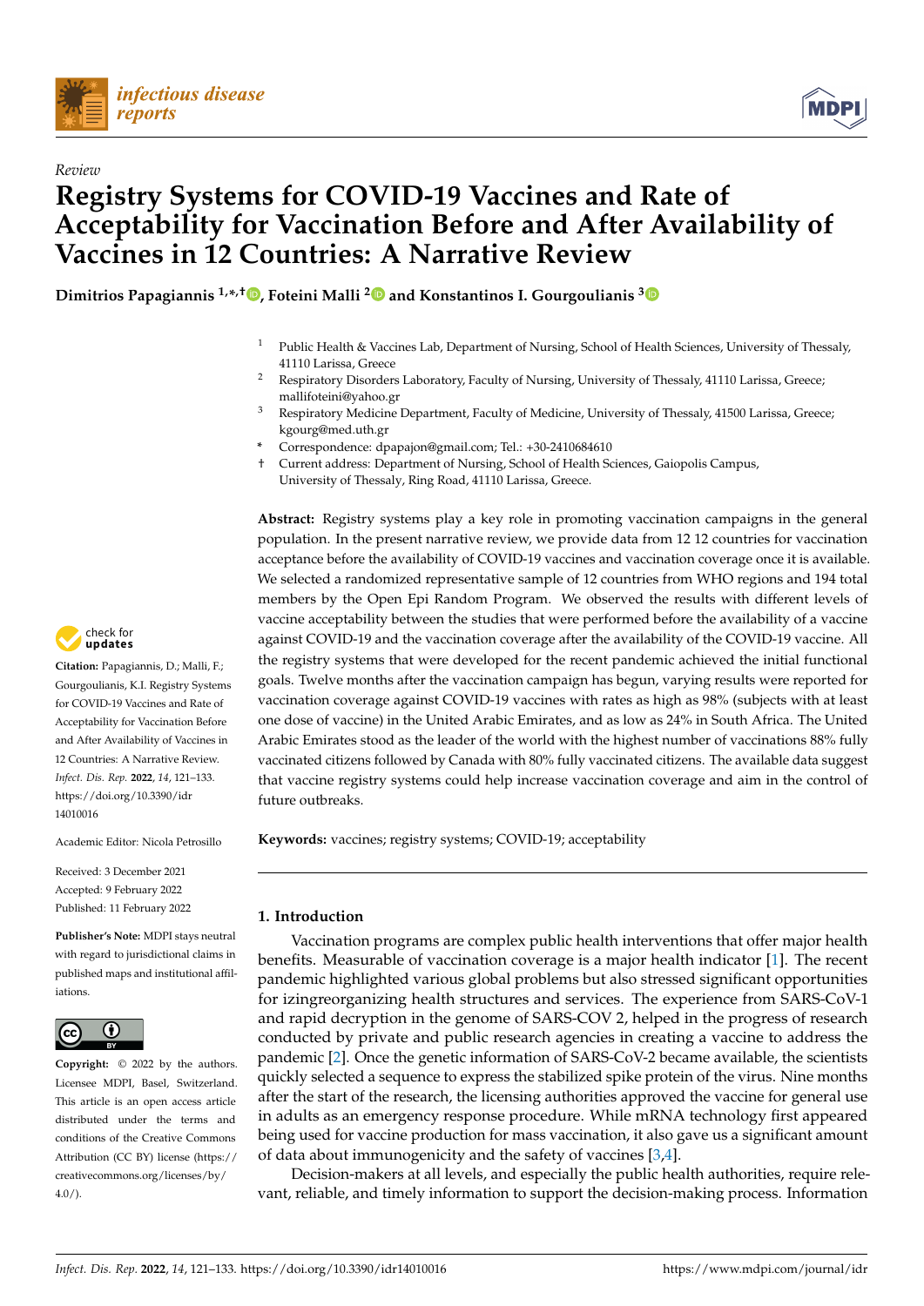*Review*

# Registry Systems for COVID-19 Vaccines and Rate of Acceptability for Vaccination Before and After Availability of Vaccines in 12 Countries: A Narrative Review

**Dimitrios Papagiannis [1,*,†], Foteini Malli [2] and Konstantinos I. Gourgoulianis [3]**

[1] Public Health & Vaccines Lab, Department of Nursing, School of Health Sciences, University of Thessaly, 41110 Larissa, Greece

[2] Respiratory Disorders Laboratory, Faculty of Nursing, University of Thessaly, 41110 Larissa, Greece; mallifoteini@yahoo.gr

[3] Respiratory Medicine Department, Faculty of Medicine, University of Thessaly, 41500 Larissa, Greece; kgourg@med.uth.gr

\* Correspondence: dpapajon@gmail.com; Tel.: +30-2410684610

† Current address: Department of Nursing, School of Health Sciences, Gaiopolis Campus, University of Thessaly, Ring Road, 41110 Larissa, Greece.

**Citation:** Papagiannis, D.; Malli, F.; Gourgoulianis, K.I. Registry Systems for COVID-19 Vaccines and Rate of Acceptability for Vaccination Before and After Availability of Vaccines in 12 Countries: A Narrative Review. *Infect. Dis. Rep.* **2022**, *14*, 121–133. https://doi.org/10.3390/idr14010016

Academic Editor: Nicola Petrosillo

Received: 3 December 2021
Accepted: 9 February 2022
Published: 11 February 2022

**Publisher's Note:** MDPI stays neutral with regard to jurisdictional claims in published maps and institutional affiliations.

**Copyright:** © 2022 by the authors. Licensee MDPI, Basel, Switzerland. This article is an open access article distributed under the terms and conditions of the Creative Commons Attribution (CC BY) license (https://creativecommons.org/licenses/by/4.0/).

**Abstract:** Registry systems play a key role in promoting vaccination campaigns in the general population. In the present narrative review, we provide data from 12 12 countries for vaccination acceptance before the availability of COVID-19 vaccines and vaccination coverage once it is available. We selected a randomized representative sample of 12 countries from WHO regions and 194 total members by the Open Epi Random Program. We observed the results with different levels of vaccine acceptability between the studies that were performed before the availability of a vaccine against COVID-19 and the vaccination coverage after the availability of the COVID-19 vaccine. All the registry systems that were developed for the recent pandemic achieved the initial functional goals. Twelve months after the vaccination campaign has begun, varying results were reported for vaccination coverage against COVID-19 vaccines with rates as high as 98% (subjects with at least one dose of vaccine) in the United Arabic Emirates, and as low as 24% in South Africa. The United Arabic Emirates stood as the leader of the world with the highest number of vaccinations 88% fully vaccinated citizens followed by Canada with 80% fully vaccinated citizens. The available data suggest that vaccine registry systems could help increase vaccination coverage and aim in the control of future outbreaks.

**Keywords:** vaccines; registry systems; COVID-19; acceptability

## 1. Introduction

Vaccination programs are complex public health interventions that offer major health benefits. Measurable of vaccination coverage is a major health indicator [1]. The recent pandemic highlighted various global problems but also stressed significant opportunities for izingreorganizing health structures and services. The experience from SARS-CoV-1 and rapid decryption in the genome of SARS-COV 2, helped in the progress of research conducted by private and public research agencies in creating a vaccine to address the pandemic [2]. Once the genetic information of SARS-CoV-2 became available, the scientists quickly selected a sequence to express the stabilized spike protein of the virus. Nine months after the start of the research, the licensing authorities approved the vaccine for general use in adults as an emergency response procedure. While mRNA technology first appeared being used for vaccine production for mass vaccination, it also gave us a significant amount of data about immunogenicity and the safety of vaccines [3,4].

Decision-makers at all levels, and especially the public health authorities, require relevant, reliable, and timely information to support the decision-making process. Information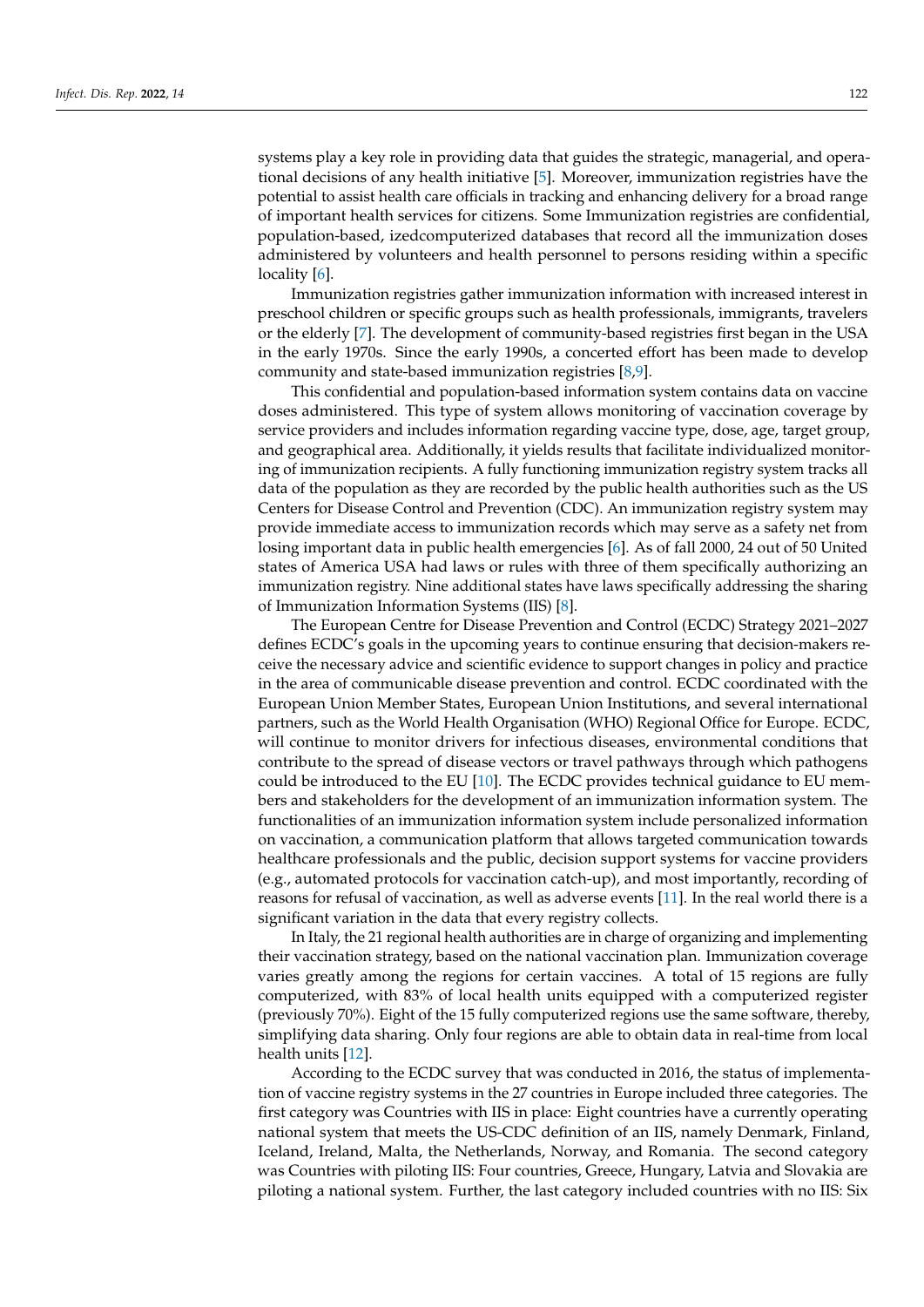systems play a key role in providing data that guides the strategic, managerial, and operational decisions of any health initiative [5]. Moreover, immunization registries have the potential to assist health care officials in tracking and enhancing delivery for a broad range of important health services for citizens. Some Immunization registries are confidential, population-based, izedcomputerized databases that record all the immunization doses administered by volunteers and health personnel to persons residing within a specific locality [6].

Immunization registries gather immunization information with increased interest in preschool children or specific groups such as health professionals, immigrants, travelers or the elderly [7]. The development of community-based registries first began in the USA in the early 1970s. Since the early 1990s, a concerted effort has been made to develop community and state-based immunization registries [8,9].

This confidential and population-based information system contains data on vaccine doses administered. This type of system allows monitoring of vaccination coverage by service providers and includes information regarding vaccine type, dose, age, target group, and geographical area. Additionally, it yields results that facilitate individualized monitoring of immunization recipients. A fully functioning immunization registry system tracks all data of the population as they are recorded by the public health authorities such as the US Centers for Disease Control and Prevention (CDC). An immunization registry system may provide immediate access to immunization records which may serve as a safety net from losing important data in public health emergencies [6]. As of fall 2000, 24 out of 50 United states of America USA had laws or rules with three of them specifically authorizing an immunization registry. Nine additional states have laws specifically addressing the sharing of Immunization Information Systems (IIS) [8].

The European Centre for Disease Prevention and Control (ECDC) Strategy 2021–2027 defines ECDC's goals in the upcoming years to continue ensuring that decision-makers receive the necessary advice and scientific evidence to support changes in policy and practice in the area of communicable disease prevention and control. ECDC coordinated with the European Union Member States, European Union Institutions, and several international partners, such as the World Health Organisation (WHO) Regional Office for Europe. ECDC, will continue to monitor drivers for infectious diseases, environmental conditions that contribute to the spread of disease vectors or travel pathways through which pathogens could be introduced to the EU [10]. The ECDC provides technical guidance to EU members and stakeholders for the development of an immunization information system. The functionalities of an immunization information system include personalized information on vaccination, a communication platform that allows targeted communication towards healthcare professionals and the public, decision support systems for vaccine providers (e.g., automated protocols for vaccination catch-up), and most importantly, recording of reasons for refusal of vaccination, as well as adverse events [11]. In the real world there is a significant variation in the data that every registry collects.

In Italy, the 21 regional health authorities are in charge of organizing and implementing their vaccination strategy, based on the national vaccination plan. Immunization coverage varies greatly among the regions for certain vaccines. A total of 15 regions are fully computerized, with 83% of local health units equipped with a computerized register (previously 70%). Eight of the 15 fully computerized regions use the same software, thereby, simplifying data sharing. Only four regions are able to obtain data in real-time from local health units [12].

According to the ECDC survey that was conducted in 2016, the status of implementation of vaccine registry systems in the 27 countries in Europe included three categories. The first category was Countries with IIS in place: Eight countries have a currently operating national system that meets the US-CDC definition of an IIS, namely Denmark, Finland, Iceland, Ireland, Malta, the Netherlands, Norway, and Romania. The second category was Countries with piloting IIS: Four countries, Greece, Hungary, Latvia and Slovakia are piloting a national system. Further, the last category included countries with no IIS: Six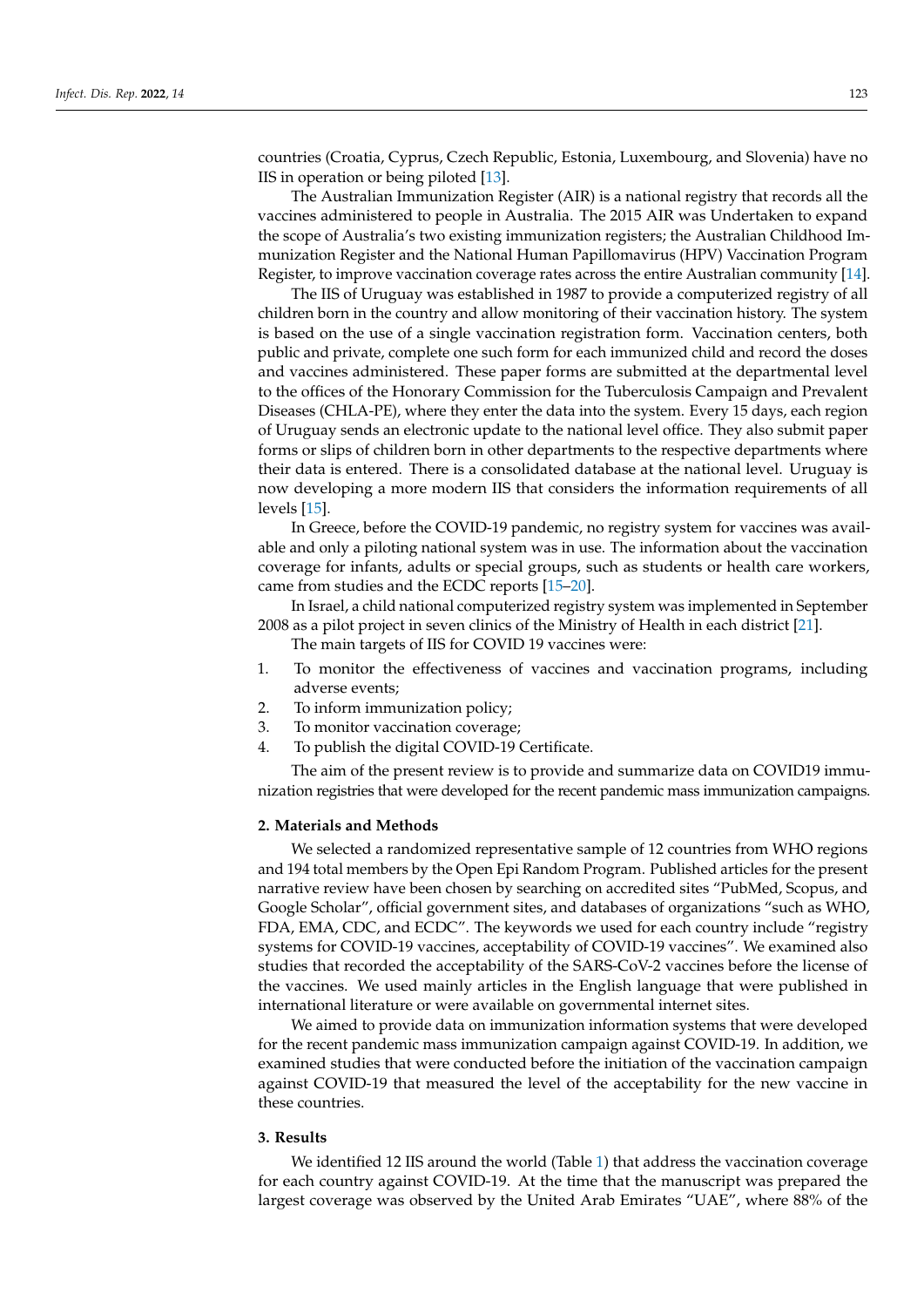countries (Croatia, Cyprus, Czech Republic, Estonia, Luxembourg, and Slovenia) have no IIS in operation or being piloted [13].

The Australian Immunization Register (AIR) is a national registry that records all the vaccines administered to people in Australia. The 2015 AIR was Undertaken to expand the scope of Australia's two existing immunization registers; the Australian Childhood Immunization Register and the National Human Papillomavirus (HPV) Vaccination Program Register, to improve vaccination coverage rates across the entire Australian community [14].

The IIS of Uruguay was established in 1987 to provide a computerized registry of all children born in the country and allow monitoring of their vaccination history. The system is based on the use of a single vaccination registration form. Vaccination centers, both public and private, complete one such form for each immunized child and record the doses and vaccines administered. These paper forms are submitted at the departmental level to the offices of the Honorary Commission for the Tuberculosis Campaign and Prevalent Diseases (CHLA-PE), where they enter the data into the system. Every 15 days, each region of Uruguay sends an electronic update to the national level office. They also submit paper forms or slips of children born in other departments to the respective departments where their data is entered. There is a consolidated database at the national level. Uruguay is now developing a more modern IIS that considers the information requirements of all levels [15].

In Greece, before the COVID-19 pandemic, no registry system for vaccines was available and only a piloting national system was in use. The information about the vaccination coverage for infants, adults or special groups, such as students or health care workers, came from studies and the ECDC reports [15–20].

In Israel, a child national computerized registry system was implemented in September 2008 as a pilot project in seven clinics of the Ministry of Health in each district [21].

The main targets of IIS for COVID 19 vaccines were:

1. To monitor the effectiveness of vaccines and vaccination programs, including adverse events;
2. To inform immunization policy;
3. To monitor vaccination coverage;
4. To publish the digital COVID-19 Certificate.

The aim of the present review is to provide and summarize data on COVID19 immunization registries that were developed for the recent pandemic mass immunization campaigns.

## 2. Materials and Methods

We selected a randomized representative sample of 12 countries from WHO regions and 194 total members by the Open Epi Random Program. Published articles for the present narrative review have been chosen by searching on accredited sites "PubMed, Scopus, and Google Scholar", official government sites, and databases of organizations "such as WHO, FDA, EMA, CDC, and ECDC". The keywords we used for each country include "registry systems for COVID-19 vaccines, acceptability of COVID-19 vaccines". We examined also studies that recorded the acceptability of the SARS-CoV-2 vaccines before the license of the vaccines. We used mainly articles in the English language that were published in international literature or were available on governmental internet sites.

We aimed to provide data on immunization information systems that were developed for the recent pandemic mass immunization campaign against COVID-19. In addition, we examined studies that were conducted before the initiation of the vaccination campaign against COVID-19 that measured the level of the acceptability for the new vaccine in these countries.

## 3. Results

We identified 12 IIS around the world (Table 1) that address the vaccination coverage for each country against COVID-19. At the time that the manuscript was prepared the largest coverage was observed by the United Arab Emirates "UAE", where 88% of the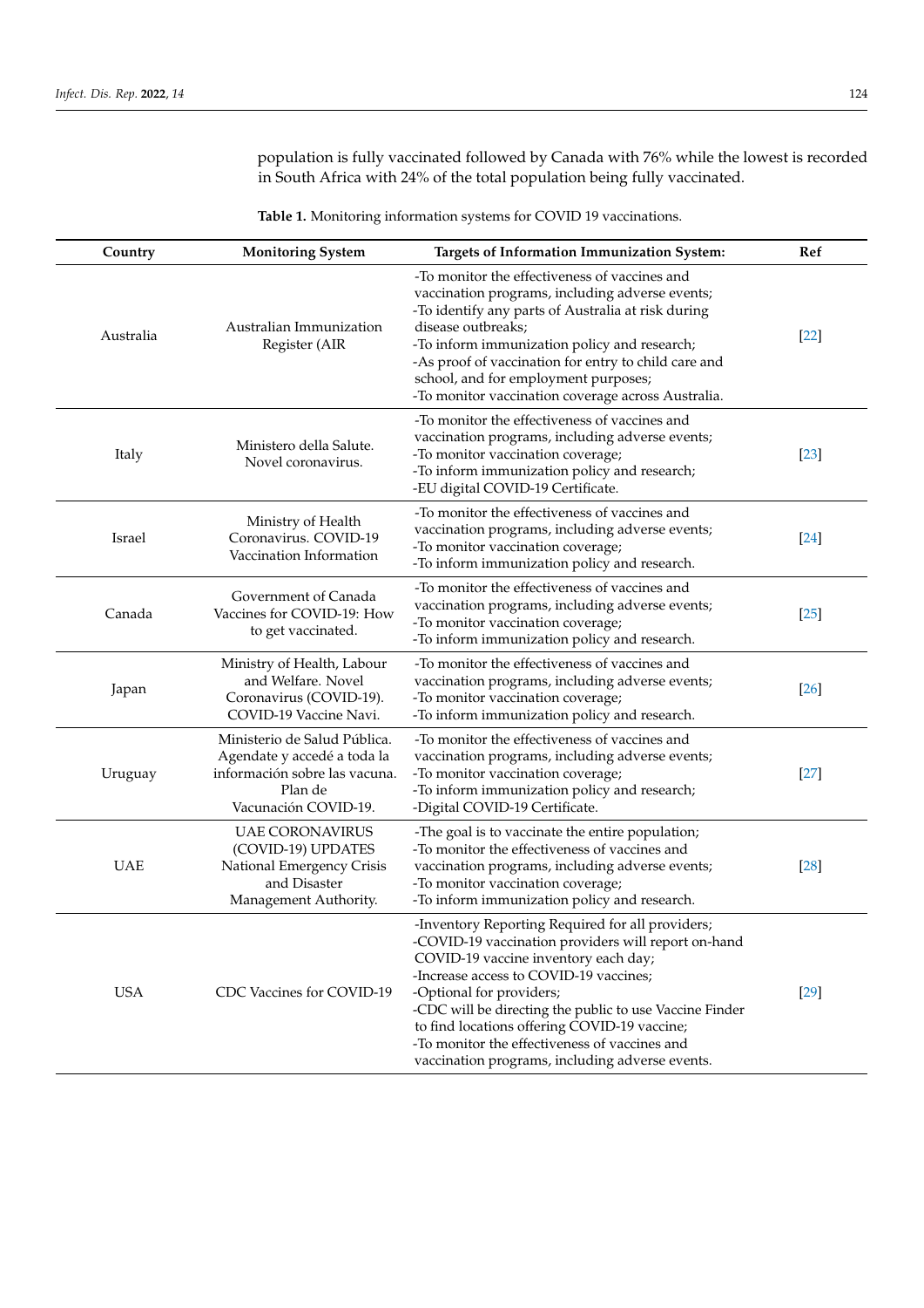population is fully vaccinated followed by Canada with 76% while the lowest is recorded in South Africa with 24% of the total population being fully vaccinated.

**Table 1.** Monitoring information systems for COVID 19 vaccinations.

| Country | Monitoring System | Targets of Information Immunization System: | Ref |
|---|---|---|---|
| Australia | Australian Immunization Register (AIR | -To monitor the effectiveness of vaccines and vaccination programs, including adverse events;<br>-To identify any parts of Australia at risk during disease outbreaks;<br>-To inform immunization policy and research;<br>-As proof of vaccination for entry to child care and school, and for employment purposes;<br>-To monitor vaccination coverage across Australia. | [22] |
| Italy | Ministero della Salute. Novel coronavirus. | -To monitor the effectiveness of vaccines and vaccination programs, including adverse events;<br>-To monitor vaccination coverage;<br>-To inform immunization policy and research;<br>-EU digital COVID-19 Certificate. | [23] |
| Israel | Ministry of Health Coronavirus. COVID-19 Vaccination Information | -To monitor the effectiveness of vaccines and vaccination programs, including adverse events;<br>-To monitor vaccination coverage;<br>-To inform immunization policy and research. | [24] |
| Canada | Government of Canada Vaccines for COVID-19: How to get vaccinated. | -To monitor the effectiveness of vaccines and vaccination programs, including adverse events;<br>-To monitor vaccination coverage;<br>-To inform immunization policy and research. | [25] |
| Japan | Ministry of Health, Labour and Welfare. Novel Coronavirus (COVID-19). COVID-19 Vaccine Navi. | -To monitor the effectiveness of vaccines and vaccination programs, including adverse events;<br>-To monitor vaccination coverage;<br>-To inform immunization policy and research. | [26] |
| Uruguay | Ministerio de Salud Pública. Agendate y accedé a toda la información sobre las vacuna. Plan de Vacunación COVID-19. | -To monitor the effectiveness of vaccines and vaccination programs, including adverse events;<br>-To monitor vaccination coverage;<br>-To inform immunization policy and research;<br>-Digital COVID-19 Certificate. | [27] |
| UAE | UAE CORONAVIRUS (COVID-19) UPDATES National Emergency Crisis and Disaster Management Authority. | -The goal is to vaccinate the entire population;<br>-To monitor the effectiveness of vaccines and vaccination programs, including adverse events;<br>-To monitor vaccination coverage;<br>-To inform immunization policy and research. | [28] |
| USA | CDC Vaccines for COVID-19 | -Inventory Reporting Required for all providers;<br>-COVID-19 vaccination providers will report on-hand COVID-19 vaccine inventory each day;<br>-Increase access to COVID-19 vaccines;<br>-Optional for providers;<br>-CDC will be directing the public to use Vaccine Finder to find locations offering COVID-19 vaccine;<br>-To monitor the effectiveness of vaccines and vaccination programs, including adverse events. | [29] |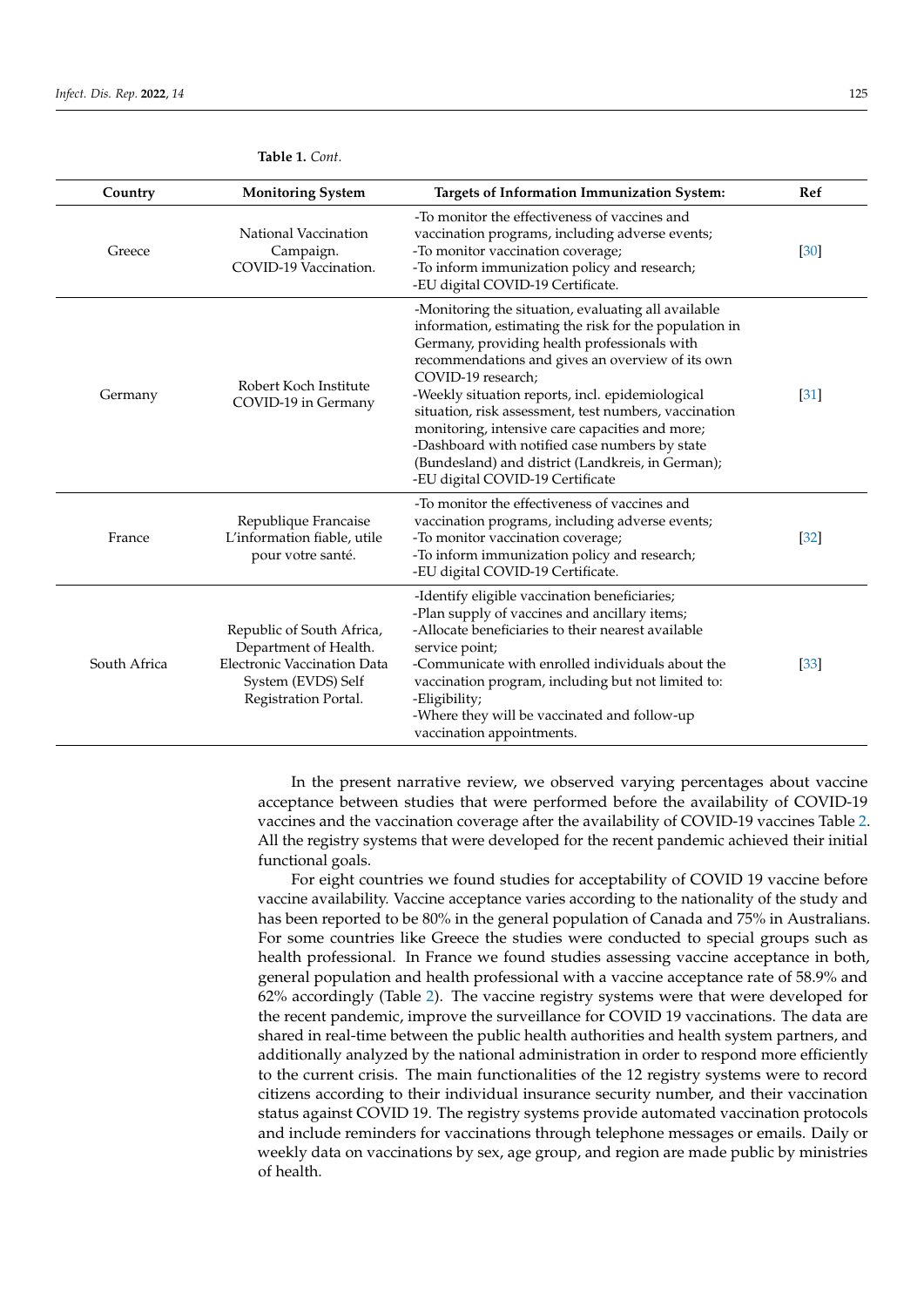**Table 1.** *Cont.*

| Country | Monitoring System | Targets of Information Immunization System: | Ref |
|---|---|---|---|
| Greece | National Vaccination Campaign. COVID-19 Vaccination. | -To monitor the effectiveness of vaccines and vaccination programs, including adverse events;<br>-To monitor vaccination coverage;<br>-To inform immunization policy and research;<br>-EU digital COVID-19 Certificate. | [30] |
| Germany | Robert Koch Institute COVID-19 in Germany | -Monitoring the situation, evaluating all available information, estimating the risk for the population in Germany, providing health professionals with recommendations and gives an overview of its own COVID-19 research;<br>-Weekly situation reports, incl. epidemiological situation, risk assessment, test numbers, vaccination monitoring, intensive care capacities and more;<br>-Dashboard with notified case numbers by state (Bundesland) and district (Landkreis, in German);<br>-EU digital COVID-19 Certificate | [31] |
| France | Republique Francaise L'information fiable, utile pour votre santé. | -To monitor the effectiveness of vaccines and vaccination programs, including adverse events;<br>-To monitor vaccination coverage;<br>-To inform immunization policy and research;<br>-EU digital COVID-19 Certificate. | [32] |
| South Africa | Republic of South Africa, Department of Health. Electronic Vaccination Data System (EVDS) Self Registration Portal. | -Identify eligible vaccination beneficiaries;<br>-Plan supply of vaccines and ancillary items;<br>-Allocate beneficiaries to their nearest available service point;<br>-Communicate with enrolled individuals about the vaccination program, including but not limited to:<br>-Eligibility;<br>-Where they will be vaccinated and follow-up vaccination appointments. | [33] |

In the present narrative review, we observed varying percentages about vaccine acceptance between studies that were performed before the availability of COVID-19 vaccines and the vaccination coverage after the availability of COVID-19 vaccines Table 2. All the registry systems that were developed for the recent pandemic achieved their initial functional goals.

For eight countries we found studies for acceptability of COVID 19 vaccine before vaccine availability. Vaccine acceptance varies according to the nationality of the study and has been reported to be 80% in the general population of Canada and 75% in Australians. For some countries like Greece the studies were conducted to special groups such as health professional. In France we found studies assessing vaccine acceptance in both, general population and health professional with a vaccine acceptance rate of 58.9% and 62% accordingly (Table 2). The vaccine registry systems were that were developed for the recent pandemic, improve the surveillance for COVID 19 vaccinations. The data are shared in real-time between the public health authorities and health system partners, and additionally analyzed by the national administration in order to respond more efficiently to the current crisis. The main functionalities of the 12 registry systems were to record citizens according to their individual insurance security number, and their vaccination status against COVID 19. The registry systems provide automated vaccination protocols and include reminders for vaccinations through telephone messages or emails. Daily or weekly data on vaccinations by sex, age group, and region are made public by ministries of health.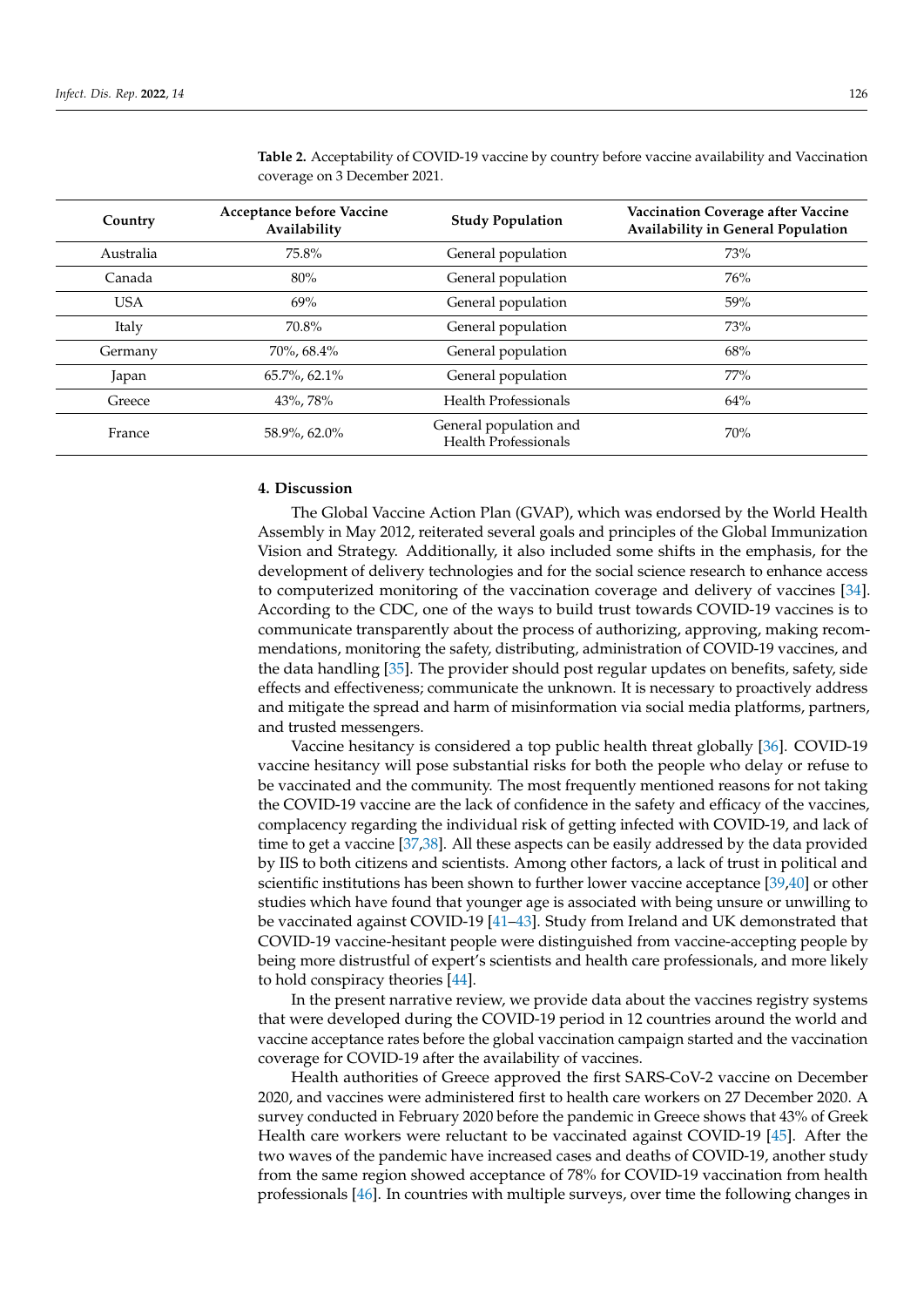**Table 2.** Acceptability of COVID-19 vaccine by country before vaccine availability and Vaccination coverage on 3 December 2021.

| Country | Acceptance before Vaccine Availability | Study Population | Vaccination Coverage after Vaccine Availability in General Population |
|---|---|---|---|
| Australia | 75.8% | General population | 73% |
| Canada | 80% | General population | 76% |
| USA | 69% | General population | 59% |
| Italy | 70.8% | General population | 73% |
| Germany | 70%, 68.4% | General population | 68% |
| Japan | 65.7%, 62.1% | General population | 77% |
| Greece | 43%, 78% | Health Professionals | 64% |
| France | 58.9%, 62.0% | General population and Health Professionals | 70% |

## 4. Discussion

The Global Vaccine Action Plan (GVAP), which was endorsed by the World Health Assembly in May 2012, reiterated several goals and principles of the Global Immunization Vision and Strategy. Additionally, it also included some shifts in the emphasis, for the development of delivery technologies and for the social science research to enhance access to computerized monitoring of the vaccination coverage and delivery of vaccines [34]. According to the CDC, one of the ways to build trust towards COVID-19 vaccines is to communicate transparently about the process of authorizing, approving, making recommendations, monitoring the safety, distributing, administration of COVID-19 vaccines, and the data handling [35]. The provider should post regular updates on benefits, safety, side effects and effectiveness; communicate the unknown. It is necessary to proactively address and mitigate the spread and harm of misinformation via social media platforms, partners, and trusted messengers.

Vaccine hesitancy is considered a top public health threat globally [36]. COVID-19 vaccine hesitancy will pose substantial risks for both the people who delay or refuse to be vaccinated and the community. The most frequently mentioned reasons for not taking the COVID-19 vaccine are the lack of confidence in the safety and efficacy of the vaccines, complacency regarding the individual risk of getting infected with COVID-19, and lack of time to get a vaccine [37,38]. All these aspects can be easily addressed by the data provided by IIS to both citizens and scientists. Among other factors, a lack of trust in political and scientific institutions has been shown to further lower vaccine acceptance [39,40] or other studies which have found that younger age is associated with being unsure or unwilling to be vaccinated against COVID-19 [41–43]. Study from Ireland and UK demonstrated that COVID-19 vaccine-hesitant people were distinguished from vaccine-accepting people by being more distrustful of expert's scientists and health care professionals, and more likely to hold conspiracy theories [44].

In the present narrative review, we provide data about the vaccines registry systems that were developed during the COVID-19 period in 12 countries around the world and vaccine acceptance rates before the global vaccination campaign started and the vaccination coverage for COVID-19 after the availability of vaccines.

Health authorities of Greece approved the first SARS-CoV-2 vaccine on December 2020, and vaccines were administered first to health care workers on 27 December 2020. A survey conducted in February 2020 before the pandemic in Greece shows that 43% of Greek Health care workers were reluctant to be vaccinated against COVID-19 [45]. After the two waves of the pandemic have increased cases and deaths of COVID-19, another study from the same region showed acceptance of 78% for COVID-19 vaccination from health professionals [46]. In countries with multiple surveys, over time the following changes in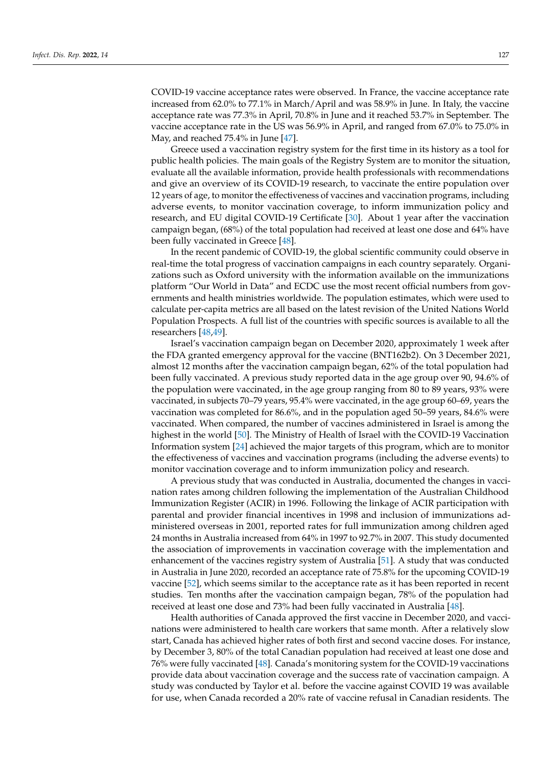COVID-19 vaccine acceptance rates were observed. In France, the vaccine acceptance rate increased from 62.0% to 77.1% in March/April and was 58.9% in June. In Italy, the vaccine acceptance rate was 77.3% in April, 70.8% in June and it reached 53.7% in September. The vaccine acceptance rate in the US was 56.9% in April, and ranged from 67.0% to 75.0% in May, and reached 75.4% in June [47].

Greece used a vaccination registry system for the first time in its history as a tool for public health policies. The main goals of the Registry System are to monitor the situation, evaluate all the available information, provide health professionals with recommendations and give an overview of its COVID-19 research, to vaccinate the entire population over 12 years of age, to monitor the effectiveness of vaccines and vaccination programs, including adverse events, to monitor vaccination coverage, to inform immunization policy and research, and EU digital COVID-19 Certificate [30]. About 1 year after the vaccination campaign began, (68%) of the total population had received at least one dose and 64% have been fully vaccinated in Greece [48].

In the recent pandemic of COVID-19, the global scientific community could observe in real-time the total progress of vaccination campaigns in each country separately. Organizations such as Oxford university with the information available on the immunizations platform "Our World in Data" and ECDC use the most recent official numbers from governments and health ministries worldwide. The population estimates, which were used to calculate per-capita metrics are all based on the latest revision of the United Nations World Population Prospects. A full list of the countries with specific sources is available to all the researchers [48,49].

Israel's vaccination campaign began on December 2020, approximately 1 week after the FDA granted emergency approval for the vaccine (BNT162b2). On 3 December 2021, almost 12 months after the vaccination campaign began, 62% of the total population had been fully vaccinated. A previous study reported data in the age group over 90, 94.6% of the population were vaccinated, in the age group ranging from 80 to 89 years, 93% were vaccinated, in subjects 70–79 years, 95.4% were vaccinated, in the age group 60–69, years the vaccination was completed for 86.6%, and in the population aged 50–59 years, 84.6% were vaccinated. When compared, the number of vaccines administered in Israel is among the highest in the world [50]. The Ministry of Health of Israel with the COVID-19 Vaccination Information system [24] achieved the major targets of this program, which are to monitor the effectiveness of vaccines and vaccination programs (including the adverse events) to monitor vaccination coverage and to inform immunization policy and research.

A previous study that was conducted in Australia, documented the changes in vaccination rates among children following the implementation of the Australian Childhood Immunization Register (ACIR) in 1996. Following the linkage of ACIR participation with parental and provider financial incentives in 1998 and inclusion of immunizations administered overseas in 2001, reported rates for full immunization among children aged 24 months in Australia increased from 64% in 1997 to 92.7% in 2007. This study documented the association of improvements in vaccination coverage with the implementation and enhancement of the vaccines registry system of Australia [51]. A study that was conducted in Australia in June 2020, recorded an acceptance rate of 75.8% for the upcoming COVID-19 vaccine [52], which seems similar to the acceptance rate as it has been reported in recent studies. Ten months after the vaccination campaign began, 78% of the population had received at least one dose and 73% had been fully vaccinated in Australia [48].

Health authorities of Canada approved the first vaccine in December 2020, and vaccinations were administered to health care workers that same month. After a relatively slow start, Canada has achieved higher rates of both first and second vaccine doses. For instance, by December 3, 80% of the total Canadian population had received at least one dose and 76% were fully vaccinated [48]. Canada's monitoring system for the COVID-19 vaccinations provide data about vaccination coverage and the success rate of vaccination campaign. A study was conducted by Taylor et al. before the vaccine against COVID 19 was available for use, when Canada recorded a 20% rate of vaccine refusal in Canadian residents. The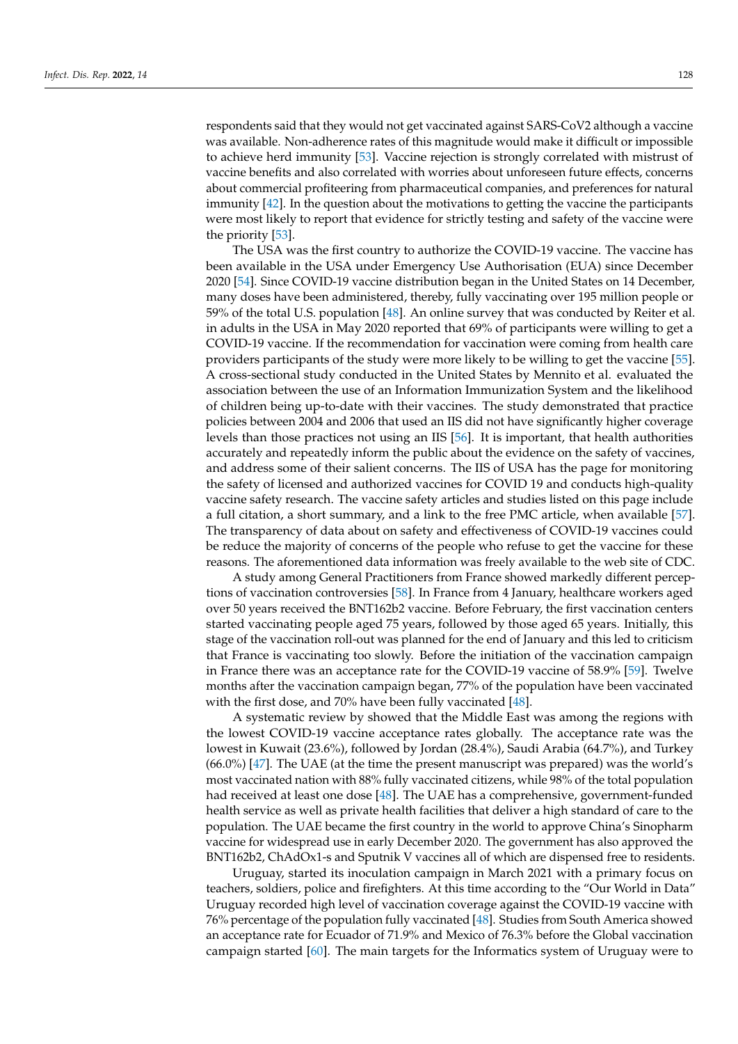respondents said that they would not get vaccinated against SARS-CoV2 although a vaccine was available. Non-adherence rates of this magnitude would make it difficult or impossible to achieve herd immunity [53]. Vaccine rejection is strongly correlated with mistrust of vaccine benefits and also correlated with worries about unforeseen future effects, concerns about commercial profiteering from pharmaceutical companies, and preferences for natural immunity [42]. In the question about the motivations to getting the vaccine the participants were most likely to report that evidence for strictly testing and safety of the vaccine were the priority [53].

The USA was the first country to authorize the COVID-19 vaccine. The vaccine has been available in the USA under Emergency Use Authorisation (EUA) since December 2020 [54]. Since COVID-19 vaccine distribution began in the United States on 14 December, many doses have been administered, thereby, fully vaccinating over 195 million people or 59% of the total U.S. population [48]. An online survey that was conducted by Reiter et al. in adults in the USA in May 2020 reported that 69% of participants were willing to get a COVID-19 vaccine. If the recommendation for vaccination were coming from health care providers participants of the study were more likely to be willing to get the vaccine [55]. A cross-sectional study conducted in the United States by Mennito et al. evaluated the association between the use of an Information Immunization System and the likelihood of children being up-to-date with their vaccines. The study demonstrated that practice policies between 2004 and 2006 that used an IIS did not have significantly higher coverage levels than those practices not using an IIS [56]. It is important, that health authorities accurately and repeatedly inform the public about the evidence on the safety of vaccines, and address some of their salient concerns. The IIS of USA has the page for monitoring the safety of licensed and authorized vaccines for COVID 19 and conducts high-quality vaccine safety research. The vaccine safety articles and studies listed on this page include a full citation, a short summary, and a link to the free PMC article, when available [57]. The transparency of data about on safety and effectiveness of COVID-19 vaccines could be reduce the majority of concerns of the people who refuse to get the vaccine for these reasons. The aforementioned data information was freely available to the web site of CDC.

A study among General Practitioners from France showed markedly different perceptions of vaccination controversies [58]. In France from 4 January, healthcare workers aged over 50 years received the BNT162b2 vaccine. Before February, the first vaccination centers started vaccinating people aged 75 years, followed by those aged 65 years. Initially, this stage of the vaccination roll-out was planned for the end of January and this led to criticism that France is vaccinating too slowly. Before the initiation of the vaccination campaign in France there was an acceptance rate for the COVID-19 vaccine of 58.9% [59]. Twelve months after the vaccination campaign began, 77% of the population have been vaccinated with the first dose, and 70% have been fully vaccinated [48].

A systematic review by showed that the Middle East was among the regions with the lowest COVID-19 vaccine acceptance rates globally. The acceptance rate was the lowest in Kuwait (23.6%), followed by Jordan (28.4%), Saudi Arabia (64.7%), and Turkey (66.0%) [47]. The UAE (at the time the present manuscript was prepared) was the world's most vaccinated nation with 88% fully vaccinated citizens, while 98% of the total population had received at least one dose [48]. The UAE has a comprehensive, government-funded health service as well as private health facilities that deliver a high standard of care to the population. The UAE became the first country in the world to approve China's Sinopharm vaccine for widespread use in early December 2020. The government has also approved the BNT162b2, ChAdOx1-s and Sputnik V vaccines all of which are dispensed free to residents.

Uruguay, started its inoculation campaign in March 2021 with a primary focus on teachers, soldiers, police and firefighters. At this time according to the "Our World in Data" Uruguay recorded high level of vaccination coverage against the COVID-19 vaccine with 76% percentage of the population fully vaccinated [48]. Studies from South America showed an acceptance rate for Ecuador of 71.9% and Mexico of 76.3% before the Global vaccination campaign started [60]. The main targets for the Informatics system of Uruguay were to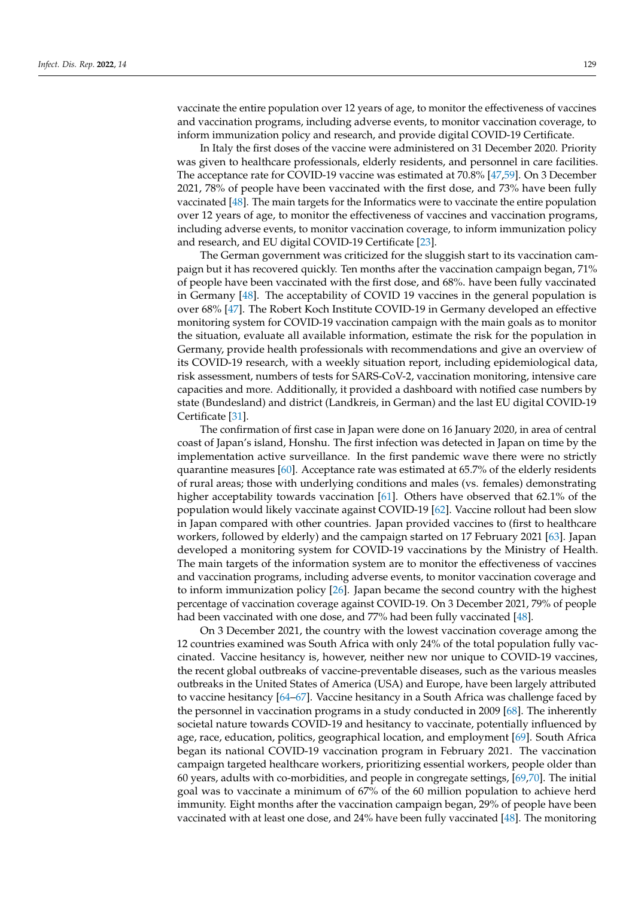vaccinate the entire population over 12 years of age, to monitor the effectiveness of vaccines and vaccination programs, including adverse events, to monitor vaccination coverage, to inform immunization policy and research, and provide digital COVID-19 Certificate.

In Italy the first doses of the vaccine were administered on 31 December 2020. Priority was given to healthcare professionals, elderly residents, and personnel in care facilities. The acceptance rate for COVID-19 vaccine was estimated at 70.8% [47,59]. On 3 December 2021, 78% of people have been vaccinated with the first dose, and 73% have been fully vaccinated [48]. The main targets for the Informatics were to vaccinate the entire population over 12 years of age, to monitor the effectiveness of vaccines and vaccination programs, including adverse events, to monitor vaccination coverage, to inform immunization policy and research, and EU digital COVID-19 Certificate [23].

The German government was criticized for the sluggish start to its vaccination campaign but it has recovered quickly. Ten months after the vaccination campaign began, 71% of people have been vaccinated with the first dose, and 68%. have been fully vaccinated in Germany [48]. The acceptability of COVID 19 vaccines in the general population is over 68% [47]. The Robert Koch Institute COVID-19 in Germany developed an effective monitoring system for COVID-19 vaccination campaign with the main goals as to monitor the situation, evaluate all available information, estimate the risk for the population in Germany, provide health professionals with recommendations and give an overview of its COVID-19 research, with a weekly situation report, including epidemiological data, risk assessment, numbers of tests for SARS-CoV-2, vaccination monitoring, intensive care capacities and more. Additionally, it provided a dashboard with notified case numbers by state (Bundesland) and district (Landkreis, in German) and the last EU digital COVID-19 Certificate [31].

The confirmation of first case in Japan were done on 16 January 2020, in area of central coast of Japan's island, Honshu. The first infection was detected in Japan on time by the implementation active surveillance. In the first pandemic wave there were no strictly quarantine measures [60]. Acceptance rate was estimated at 65.7% of the elderly residents of rural areas; those with underlying conditions and males (vs. females) demonstrating higher acceptability towards vaccination [61]. Others have observed that 62.1% of the population would likely vaccinate against COVID-19 [62]. Vaccine rollout had been slow in Japan compared with other countries. Japan provided vaccines to (first to healthcare workers, followed by elderly) and the campaign started on 17 February 2021 [63]. Japan developed a monitoring system for COVID-19 vaccinations by the Ministry of Health. The main targets of the information system are to monitor the effectiveness of vaccines and vaccination programs, including adverse events, to monitor vaccination coverage and to inform immunization policy [26]. Japan became the second country with the highest percentage of vaccination coverage against COVID-19. On 3 December 2021, 79% of people had been vaccinated with one dose, and 77% had been fully vaccinated [48].

On 3 December 2021, the country with the lowest vaccination coverage among the 12 countries examined was South Africa with only 24% of the total population fully vaccinated. Vaccine hesitancy is, however, neither new nor unique to COVID-19 vaccines, the recent global outbreaks of vaccine-preventable diseases, such as the various measles outbreaks in the United States of America (USA) and Europe, have been largely attributed to vaccine hesitancy [64–67]. Vaccine hesitancy in a South Africa was challenge faced by the personnel in vaccination programs in a study conducted in 2009 [68]. The inherently societal nature towards COVID-19 and hesitancy to vaccinate, potentially influenced by age, race, education, politics, geographical location, and employment [69]. South Africa began its national COVID-19 vaccination program in February 2021. The vaccination campaign targeted healthcare workers, prioritizing essential workers, people older than 60 years, adults with co-morbidities, and people in congregate settings, [69,70]. The initial goal was to vaccinate a minimum of 67% of the 60 million population to achieve herd immunity. Eight months after the vaccination campaign began, 29% of people have been vaccinated with at least one dose, and 24% have been fully vaccinated [48]. The monitoring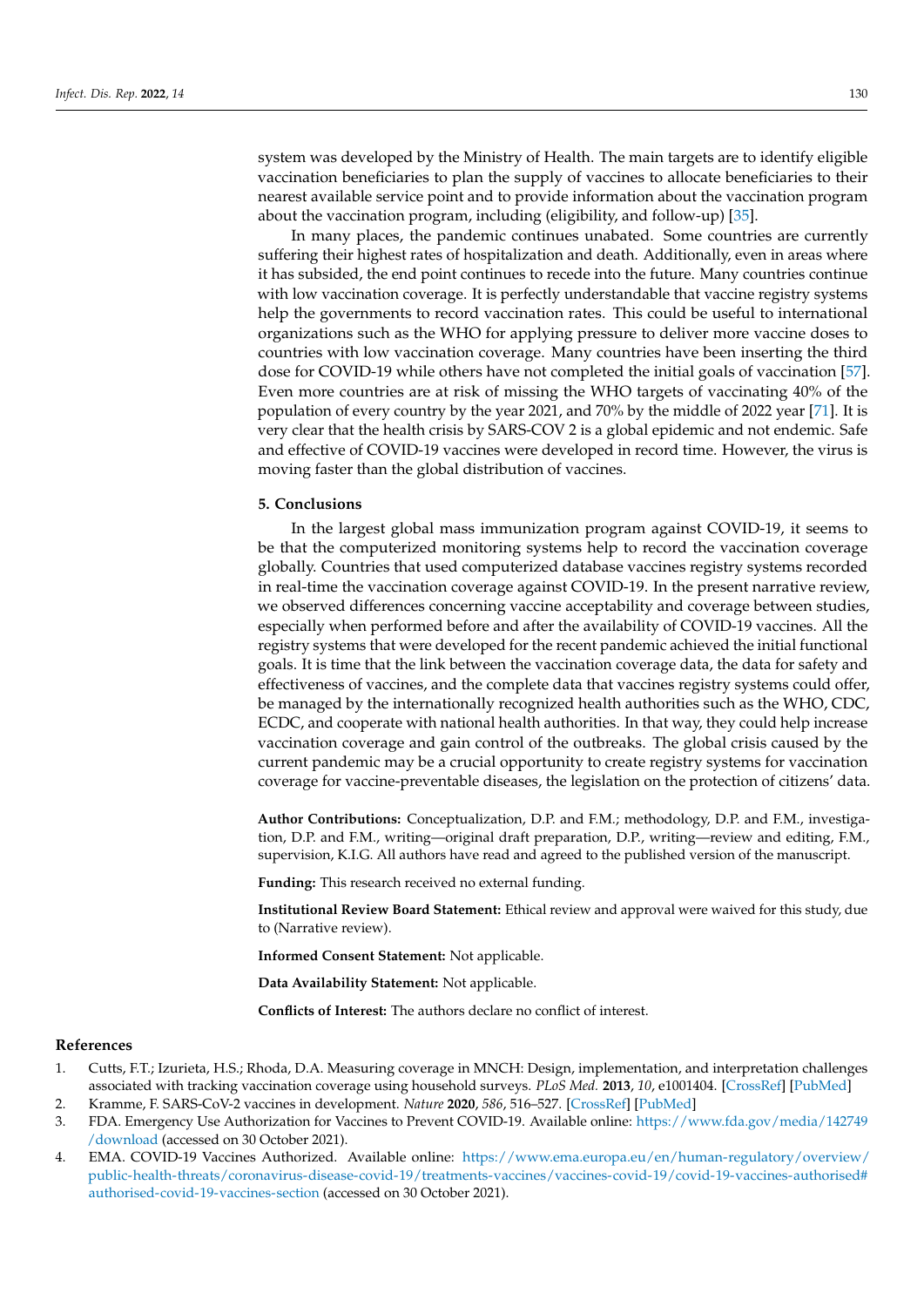system was developed by the Ministry of Health. The main targets are to identify eligible vaccination beneficiaries to plan the supply of vaccines to allocate beneficiaries to their nearest available service point and to provide information about the vaccination program about the vaccination program, including (eligibility, and follow-up) [35].

In many places, the pandemic continues unabated. Some countries are currently suffering their highest rates of hospitalization and death. Additionally, even in areas where it has subsided, the end point continues to recede into the future. Many countries continue with low vaccination coverage. It is perfectly understandable that vaccine registry systems help the governments to record vaccination rates. This could be useful to international organizations such as the WHO for applying pressure to deliver more vaccine doses to countries with low vaccination coverage. Many countries have been inserting the third dose for COVID-19 while others have not completed the initial goals of vaccination [57]. Even more countries are at risk of missing the WHO targets of vaccinating 40% of the population of every country by the year 2021, and 70% by the middle of 2022 year [71]. It is very clear that the health crisis by SARS-COV 2 is a global epidemic and not endemic. Safe and effective of COVID-19 vaccines were developed in record time. However, the virus is moving faster than the global distribution of vaccines.

## 5. Conclusions

In the largest global mass immunization program against COVID-19, it seems to be that the computerized monitoring systems help to record the vaccination coverage globally. Countries that used computerized database vaccines registry systems recorded in real-time the vaccination coverage against COVID-19. In the present narrative review, we observed differences concerning vaccine acceptability and coverage between studies, especially when performed before and after the availability of COVID-19 vaccines. All the registry systems that were developed for the recent pandemic achieved the initial functional goals. It is time that the link between the vaccination coverage data, the data for safety and effectiveness of vaccines, and the complete data that vaccines registry systems could offer, be managed by the internationally recognized health authorities such as the WHO, CDC, ECDC, and cooperate with national health authorities. In that way, they could help increase vaccination coverage and gain control of the outbreaks. The global crisis caused by the current pandemic may be a crucial opportunity to create registry systems for vaccination coverage for vaccine-preventable diseases, the legislation on the protection of citizens' data.

**Author Contributions:** Conceptualization, D.P. and F.M.; methodology, D.P. and F.M., investigation, D.P. and F.M., writing—original draft preparation, D.P., writing—review and editing, F.M., supervision, K.I.G. All authors have read and agreed to the published version of the manuscript.

**Funding:** This research received no external funding.

**Institutional Review Board Statement:** Ethical review and approval were waived for this study, due to (Narrative review).

**Informed Consent Statement:** Not applicable.

**Data Availability Statement:** Not applicable.

**Conflicts of Interest:** The authors declare no conflict of interest.

## References

1. Cutts, F.T.; Izurieta, H.S.; Rhoda, D.A. Measuring coverage in MNCH: Design, implementation, and interpretation challenges associated with tracking vaccination coverage using household surveys. *PLoS Med.* **2013**, *10*, e1001404. [CrossRef] [PubMed]
2. Kramme, F. SARS-CoV-2 vaccines in development. *Nature* **2020**, *586*, 516–527. [CrossRef] [PubMed]
3. FDA. Emergency Use Authorization for Vaccines to Prevent COVID-19. Available online: https://www.fda.gov/media/142749/download (accessed on 30 October 2021).
4. EMA. COVID-19 Vaccines Authorized. Available online: https://www.ema.europa.eu/en/human-regulatory/overview/public-health-threats/coronavirus-disease-covid-19/treatments-vaccines/vaccines-covid-19/covid-19-vaccines-authorised#authorised-covid-19-vaccines-section (accessed on 30 October 2021).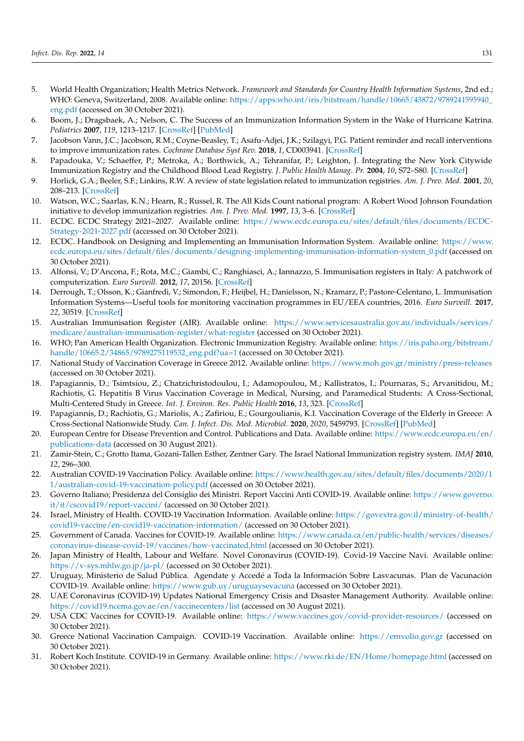5. World Health Organization; Health Metrics Network. *Framework and Standards for Country Health Information Systems*, 2nd ed.; WHO: Geneva, Switzerland, 2008. Available online: https://apps.who.int/iris/bitstream/handle/10665/43872/9789241595940_eng.pdf (accessed on 30 October 2021).
6. Boom, J.; Dragsbaek, A.; Nelson, C. The Success of an Immunization Information System in the Wake of Hurricane Katrina. *Pediatrics* **2007**, *119*, 1213–1217. [CrossRef] [PubMed]
7. Jacobson Vann, J.C.; Jacobson, R.M.; Coyne-Beasley, T.; Asafu-Adjei, J.K.; Szilagyi, P.G. Patient reminder and recall interventions to improve immunization rates. *Cochrane Database Syst Rev.* **2018**, *1*, CD003941. [CrossRef]
8. Papadouka, V.; Schaeffer, P.; Metroka, A.; Borthwick, A.; Tehranifar, P.; Leighton, J. Integrating the New York Citywide Immunization Registry and the Childhood Blood Lead Registry. *J. Public Health Manag. Pr.* **2004**, *10*, S72–S80. [CrossRef]
9. Horlick, G.A.; Beeler, S.F.; Linkins, R.W. A review of state legislation related to immunization registries. *Am. J. Prev. Med.* **2001**, *20*, 208–213. [CrossRef]
10. Watson, W.C.; Saarlas, K.N.; Hearn, R.; Russel, R. The All Kids Count national program: A Robert Wood Johnson Foundation initiative to develop immunization registries. *Am. J. Prev. Med.* **1997**, *13*, 3–6. [CrossRef]
11. ECDC. ECDC Strategy 2021–2027. Available online: https://www.ecdc.europa.eu/sites/default/files/documents/ECDC-Strategy-2021-2027.pdf (accessed on 30 October 2021).
12. ECDC. Handbook on Designing and Implementing an Immunisation Information System. Available online: https://www.ecdc.europa.eu/sites/default/files/documents/designing-implementing-immunisation-information-system_0.pdf (accessed on 30 October 2021).
13. Alfonsi, V.; D'Ancona, F.; Rota, M.C.; Giambi, C.; Ranghiasci, A.; Iannazzo, S. Immunisation registers in Italy: A patchwork of computerization. *Euro Surveill.* **2012**, *17*, 20156. [CrossRef]
14. Derrough, T.; Olsson, K.; Gianfredi, V.; Simondon, F.; Heijbel, H.; Danielsson, N.; Kramarz, P.; Pastore-Celentano, L. Immunisation Information Systems—Useful tools for monitoring vaccination programmes in EU/EEA countries, 2016. *Euro Surveill.* **2017**, *22*, 30519. [CrossRef]
15. Australian Immunisation Register (AIR). Available online: https://www.servicesaustralia.gov.au/individuals/services/medicare/australian-immunisation-register/what-register (accessed on 30 October 2021).
16. WHO; Pan American Health Organization. Electronic Immunization Registry. Available online: https://iris.paho.org/bitstream/handle/10665.2/34865/9789275119532_eng.pdf?ua=1 (accessed on 30 October 2021).
17. National Study of Vaccination Coverage in Greece 2012. Available online: https://www.moh.gov.gr/ministry/press-releases (accessed on 30 October 2021).
18. Papagiannis, D.; Tsimtsiou, Z.; Chatzichristodoulou, I.; Adamopoulou, M.; Kallistratos, I.; Pournaras, S.; Arvanitidou, M.; Rachiotis, G. Hepatitis B Virus Vaccination Coverage in Medical, Nursing, and Paramedical Students: A Cross-Sectional, Multi-Centered Study in Greece. *Int. J. Environ. Res. Public Health* **2016**, *13*, 323. [CrossRef]
19. Papagiannis, D.; Rachiotis, G.; Mariolis, A.; Zafiriou, E.; Gourgoulianis, K.I. Vaccination Coverage of the Elderly in Greece: A Cross-Sectional Nationwide Study. *Can. J. Infect. Dis. Med. Microbiol.* **2020**, *2020*, 5459793. [CrossRef] [PubMed]
20. European Centre for Disease Prevention and Control. Publications and Data. Available online: https://www.ecdc.europa.eu/en/publications-data (accessed on 30 August 2021).
21. Zamir-Stein, C.; Grotto Itama, Gozani-Tallen Esther, Zentner Gary. The Israel National Immunization registry system. *IMAJ* **2010**, *12*, 296–300.
22. Australian COVID-19 Vaccination Policy. Available online: https://www.health.gov.au/sites/default/files/documents/2020/11/australian-covid-19-vaccination-policy.pdf (accessed on 30 October 2021).
23. Governo Italiano; Presidenza del Consiglio dei Ministri. Report Vaccini Anti COVID-19. Available online: https://www.governo.it/it/cscovid19/report-vaccini/ (accessed on 30 October 2021).
24. Israel, Ministry of Health. COVID-19 Vaccination Information. Available online: https://govextra.gov.il/ministry-of-health/covid19-vaccine/en-covid19-vaccination-information/ (accessed on 30 October 2021).
25. Government of Canada. Vaccines for COVID-19. Available online: https://www.canada.ca/en/public-health/services/diseases/coronavirus-disease-covid-19/vaccines/how-vaccinated.html (accessed on 30 October 2021).
26. Japan Ministry of Health, Labour and Welfare. Novel Coronavirus (COVID-19). Covid-19 Vaccine Navi. Available online: https://v-sys.mhlw.go.jp/ja-pl/ (accessed on 30 October 2021).
27. Uruguay, Ministerio de Salud Pública. Agendate y Accedé a Toda la Información Sobre Lasvacunas. Plan de Vacunación COVID-19. Available online: https://www.gub.uy/uruguaysevacuna (accessed on 30 October 2021).
28. UAE Coronavirus (COVID-19) Updates National Emergency Crisis and Disaster Management Authority. Available online: https://covid19.ncema.gov.ae/en/vaccinecenters/list (accessed on 30 August 2021).
29. USA CDC Vaccines for COVID-19. Available online: https://www.vaccines.gov/covid-provider-resources/ (accessed on 30 October 2021).
30. Greece National Vaccination Campaign. COVID-19 Vaccination. Available online: https://emvolio.gov.gr (accessed on 30 October 2021).
31. Robert Koch Institute. COVID-19 in Germany. Available online: https://www.rki.de/EN/Home/homepage.html (accessed on 30 October 2021).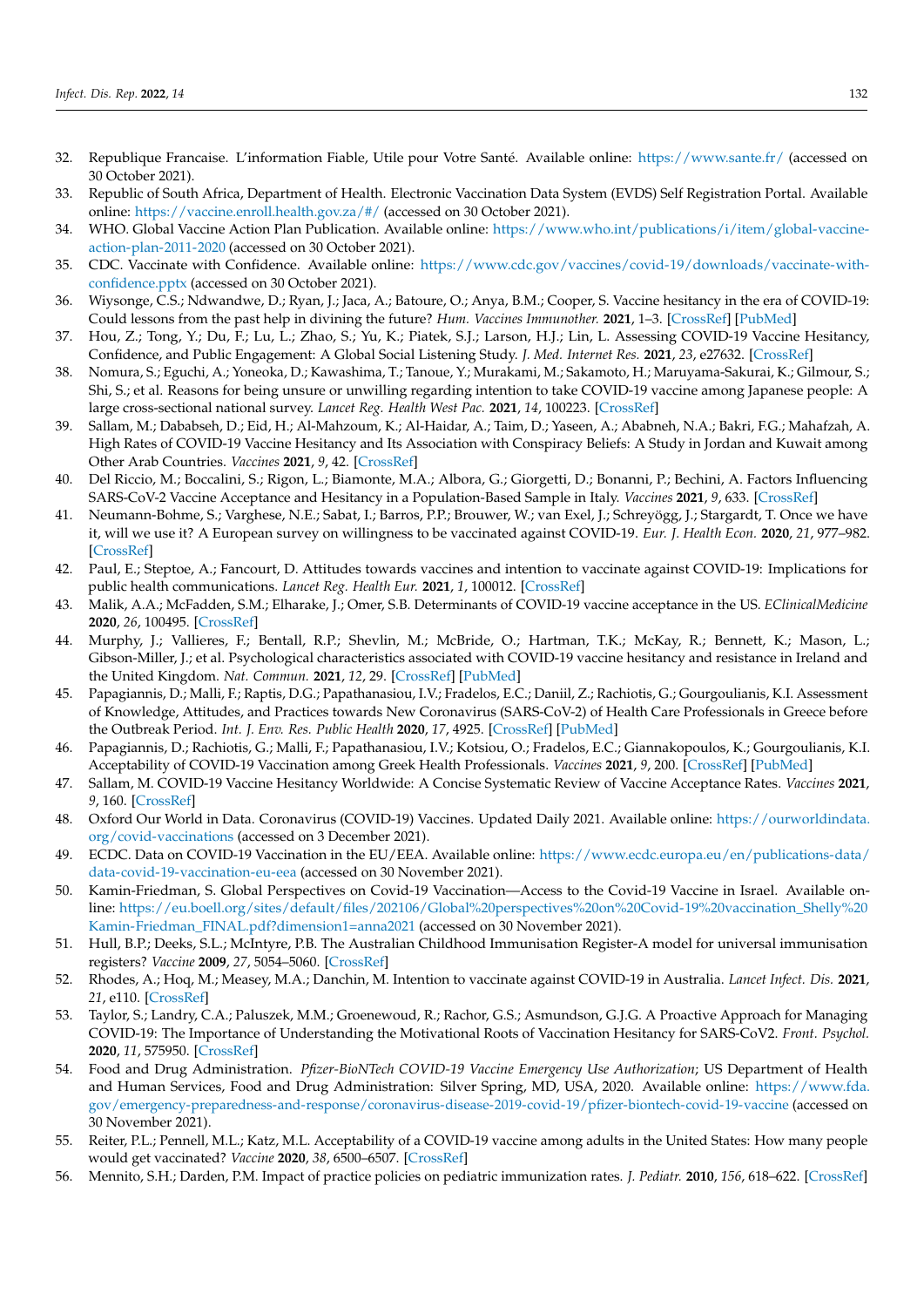32. Republique Francaise. L'information Fiable, Utile pour Votre Santé. Available online: https://www.sante.fr/ (accessed on 30 October 2021).
33. Republic of South Africa, Department of Health. Electronic Vaccination Data System (EVDS) Self Registration Portal. Available online: https://vaccine.enroll.health.gov.za/#/ (accessed on 30 October 2021).
34. WHO. Global Vaccine Action Plan Publication. Available online: https://www.who.int/publications/i/item/global-vaccine-action-plan-2011-2020 (accessed on 30 October 2021).
35. CDC. Vaccinate with Confidence. Available online: https://www.cdc.gov/vaccines/covid-19/downloads/vaccinate-with-confidence.pptx (accessed on 30 October 2021).
36. Wiysonge, C.S.; Ndwandwe, D.; Ryan, J.; Jaca, A.; Batoure, O.; Anya, B.M.; Cooper, S. Vaccine hesitancy in the era of COVID-19: Could lessons from the past help in divining the future? *Hum. Vaccines Immunother.* **2021**, 1–3. [CrossRef] [PubMed]
37. Hou, Z.; Tong, Y.; Du, F.; Lu, L.; Zhao, S.; Yu, K.; Piatek, S.J.; Larson, H.J.; Lin, L. Assessing COVID-19 Vaccine Hesitancy, Confidence, and Public Engagement: A Global Social Listening Study. *J. Med. Internet Res.* **2021**, *23*, e27632. [CrossRef]
38. Nomura, S.; Eguchi, A.; Yoneoka, D.; Kawashima, T.; Tanoue, Y.; Murakami, M.; Sakamoto, H.; Maruyama-Sakurai, K.; Gilmour, S.; Shi, S.; et al. Reasons for being unsure or unwilling regarding intention to take COVID-19 vaccine among Japanese people: A large cross-sectional national survey. *Lancet Reg. Health West Pac.* **2021**, *14*, 100223. [CrossRef]
39. Sallam, M.; Dababseh, D.; Eid, H.; Al-Mahzoum, K.; Al-Haidar, A.; Taim, D.; Yaseen, A.; Ababneh, N.A.; Bakri, F.G.; Mahafzah, A. High Rates of COVID-19 Vaccine Hesitancy and Its Association with Conspiracy Beliefs: A Study in Jordan and Kuwait among Other Arab Countries. *Vaccines* **2021**, *9*, 42. [CrossRef]
40. Del Riccio, M.; Boccalini, S.; Rigon, L.; Biamonte, M.A.; Albora, G.; Giorgetti, D.; Bonanni, P.; Bechini, A. Factors Influencing SARS-CoV-2 Vaccine Acceptance and Hesitancy in a Population-Based Sample in Italy. *Vaccines* **2021**, *9*, 633. [CrossRef]
41. Neumann-Bohme, S.; Varghese, N.E.; Sabat, I.; Barros, P.P.; Brouwer, W.; van Exel, J.; Schreyögg, J.; Stargardt, T. Once we have it, will we use it? A European survey on willingness to be vaccinated against COVID-19. *Eur. J. Health Econ.* **2020**, *21*, 977–982. [CrossRef]
42. Paul, E.; Steptoe, A.; Fancourt, D. Attitudes towards vaccines and intention to vaccinate against COVID-19: Implications for public health communications. *Lancet Reg. Health Eur.* **2021**, *1*, 100012. [CrossRef]
43. Malik, A.A.; McFadden, S.M.; Elharake, J.; Omer, S.B. Determinants of COVID-19 vaccine acceptance in the US. *EClinicalMedicine* **2020**, *26*, 100495. [CrossRef]
44. Murphy, J.; Vallieres, F.; Bentall, R.P.; Shevlin, M.; McBride, O.; Hartman, T.K.; McKay, R.; Bennett, K.; Mason, L.; Gibson-Miller, J.; et al. Psychological characteristics associated with COVID-19 vaccine hesitancy and resistance in Ireland and the United Kingdom. *Nat. Commun.* **2021**, *12*, 29. [CrossRef] [PubMed]
45. Papagiannis, D.; Malli, F.; Raptis, D.G.; Papathanasiou, I.V.; Fradelos, E.C.; Daniil, Z.; Rachiotis, G.; Gourgoulianis, K.I. Assessment of Knowledge, Attitudes, and Practices towards New Coronavirus (SARS-CoV-2) of Health Care Professionals in Greece before the Outbreak Period. *Int. J. Env. Res. Public Health* **2020**, *17*, 4925. [CrossRef] [PubMed]
46. Papagiannis, D.; Rachiotis, G.; Malli, F.; Papathanasiou, I.V.; Kotsiou, O.; Fradelos, E.C.; Giannakopoulos, K.; Gourgoulianis, K.I. Acceptability of COVID-19 Vaccination among Greek Health Professionals. *Vaccines* **2021**, *9*, 200. [CrossRef] [PubMed]
47. Sallam, M. COVID-19 Vaccine Hesitancy Worldwide: A Concise Systematic Review of Vaccine Acceptance Rates. *Vaccines* **2021**, *9*, 160. [CrossRef]
48. Oxford Our World in Data. Coronavirus (COVID-19) Vaccines. Updated Daily 2021. Available online: https://ourworldindata.org/covid-vaccinations (accessed on 3 December 2021).
49. ECDC. Data on COVID-19 Vaccination in the EU/EEA. Available online: https://www.ecdc.europa.eu/en/publications-data/data-covid-19-vaccination-eu-eea (accessed on 30 November 2021).
50. Kamin-Friedman, S. Global Perspectives on Covid-19 Vaccination—Access to the Covid-19 Vaccine in Israel. Available online: https://eu.boell.org/sites/default/files/202106/Global%20perspectives%20on%20Covid-19%20vaccination_Shelly%20Kamin-Friedman_FINAL.pdf?dimension1=anna2021 (accessed on 30 November 2021).
51. Hull, B.P.; Deeks, S.L.; McIntyre, P.B. The Australian Childhood Immunisation Register-A model for universal immunisation registers? *Vaccine* **2009**, *27*, 5054–5060. [CrossRef]
52. Rhodes, A.; Hoq, M.; Measey, M.A.; Danchin, M. Intention to vaccinate against COVID-19 in Australia. *Lancet Infect. Dis.* **2021**, *21*, e110. [CrossRef]
53. Taylor, S.; Landry, C.A.; Paluszek, M.M.; Groenewoud, R.; Rachor, G.S.; Asmundson, G.J.G. A Proactive Approach for Managing COVID-19: The Importance of Understanding the Motivational Roots of Vaccination Hesitancy for SARS-CoV2. *Front. Psychol.* **2020**, *11*, 575950. [CrossRef]
54. Food and Drug Administration. *Pfizer-BioNTech COVID-19 Vaccine Emergency Use Authorization*; US Department of Health and Human Services, Food and Drug Administration: Silver Spring, MD, USA, 2020. Available online: https://www.fda.gov/emergency-preparedness-and-response/coronavirus-disease-2019-covid-19/pfizer-biontech-covid-19-vaccine (accessed on 30 November 2021).
55. Reiter, P.L.; Pennell, M.L.; Katz, M.L. Acceptability of a COVID-19 vaccine among adults in the United States: How many people would get vaccinated? *Vaccine* **2020**, *38*, 6500–6507. [CrossRef]
56. Mennito, S.H.; Darden, P.M. Impact of practice policies on pediatric immunization rates. *J. Pediatr.* **2010**, *156*, 618–622. [CrossRef]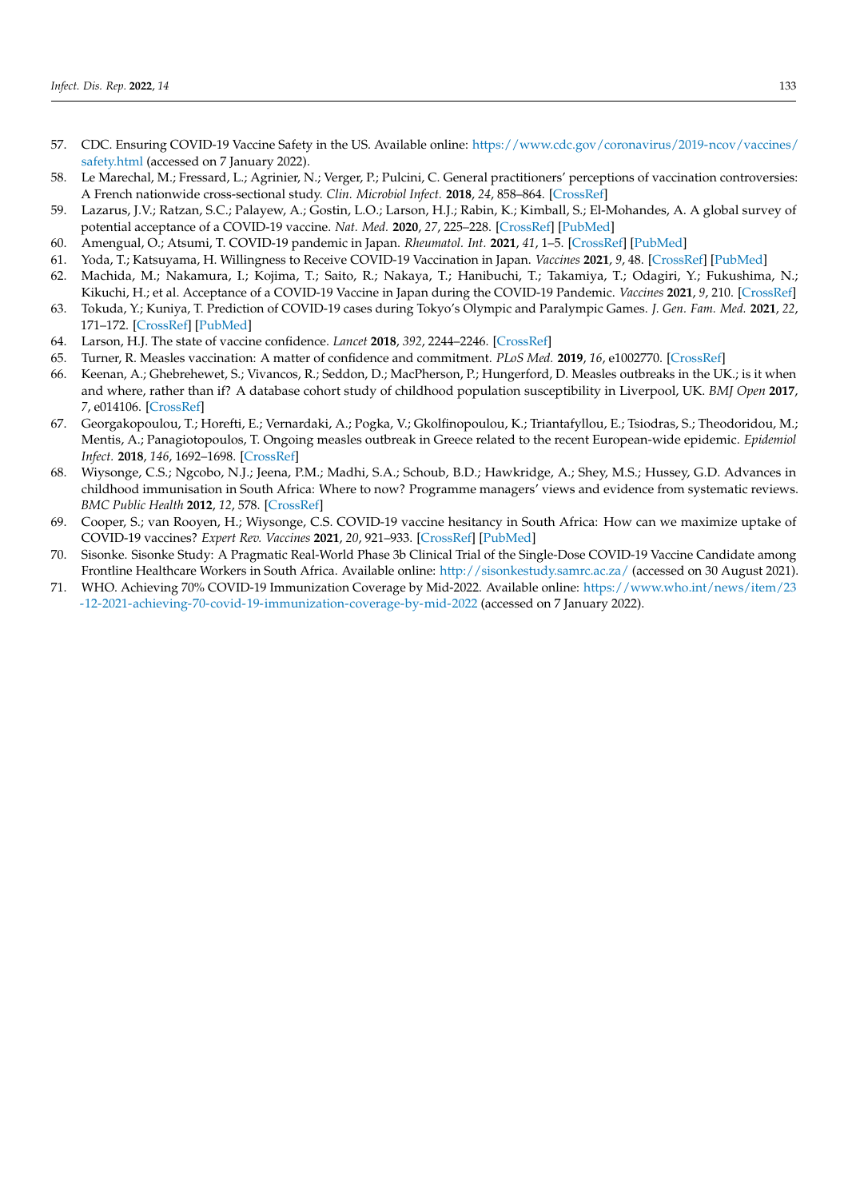57. CDC. Ensuring COVID-19 Vaccine Safety in the US. Available online: https://www.cdc.gov/coronavirus/2019-ncov/vaccines/safety.html (accessed on 7 January 2022).
58. Le Marechal, M.; Fressard, L.; Agrinier, N.; Verger, P.; Pulcini, C. General practitioners' perceptions of vaccination controversies: A French nationwide cross-sectional study. *Clin. Microbiol Infect.* **2018**, *24*, 858–864. [CrossRef]
59. Lazarus, J.V.; Ratzan, S.C.; Palayew, A.; Gostin, L.O.; Larson, H.J.; Rabin, K.; Kimball, S.; El-Mohandes, A. A global survey of potential acceptance of a COVID-19 vaccine. *Nat. Med.* **2020**, *27*, 225–228. [CrossRef] [PubMed]
60. Amengual, O.; Atsumi, T. COVID-19 pandemic in Japan. *Rheumatol. Int.* **2021**, *41*, 1–5. [CrossRef] [PubMed]
61. Yoda, T.; Katsuyama, H. Willingness to Receive COVID-19 Vaccination in Japan. *Vaccines* **2021**, *9*, 48. [CrossRef] [PubMed]
62. Machida, M.; Nakamura, I.; Kojima, T.; Saito, R.; Nakaya, T.; Hanibuchi, T.; Takamiya, T.; Odagiri, Y.; Fukushima, N.; Kikuchi, H.; et al. Acceptance of a COVID-19 Vaccine in Japan during the COVID-19 Pandemic. *Vaccines* **2021**, *9*, 210. [CrossRef]
63. Tokuda, Y.; Kuniya, T. Prediction of COVID-19 cases during Tokyo's Olympic and Paralympic Games. *J. Gen. Fam. Med.* **2021**, *22*, 171–172. [CrossRef] [PubMed]
64. Larson, H.J. The state of vaccine confidence. *Lancet* **2018**, *392*, 2244–2246. [CrossRef]
65. Turner, R. Measles vaccination: A matter of confidence and commitment. *PLoS Med.* **2019**, *16*, e1002770. [CrossRef]
66. Keenan, A.; Ghebrehewet, S.; Vivancos, R.; Seddon, D.; MacPherson, P.; Hungerford, D. Measles outbreaks in the UK.; is it when and where, rather than if? A database cohort study of childhood population susceptibility in Liverpool, UK. *BMJ Open* **2017**, *7*, e014106. [CrossRef]
67. Georgakopoulou, T.; Horefti, E.; Vernardaki, A.; Pogka, V.; Gkolfinopoulou, K.; Triantafyllou, E.; Tsiodras, S.; Theodoridou, M.; Mentis, A.; Panagiotopoulos, T. Ongoing measles outbreak in Greece related to the recent European-wide epidemic. *Epidemiol Infect.* **2018**, *146*, 1692–1698. [CrossRef]
68. Wiysonge, C.S.; Ngcobo, N.J.; Jeena, P.M.; Madhi, S.A.; Schoub, B.D.; Hawkridge, A.; Shey, M.S.; Hussey, G.D. Advances in childhood immunisation in South Africa: Where to now? Programme managers' views and evidence from systematic reviews. *BMC Public Health* **2012**, *12*, 578. [CrossRef]
69. Cooper, S.; van Rooyen, H.; Wiysonge, C.S. COVID-19 vaccine hesitancy in South Africa: How can we maximize uptake of COVID-19 vaccines? *Expert Rev. Vaccines* **2021**, *20*, 921–933. [CrossRef] [PubMed]
70. Sisonke. Sisonke Study: A Pragmatic Real-World Phase 3b Clinical Trial of the Single-Dose COVID-19 Vaccine Candidate among Frontline Healthcare Workers in South Africa. Available online: http://sisonkestudy.samrc.ac.za/ (accessed on 30 August 2021).
71. WHO. Achieving 70% COVID-19 Immunization Coverage by Mid-2022. Available online: https://www.who.int/news/item/23-12-2021-achieving-70-covid-19-immunization-coverage-by-mid-2022 (accessed on 7 January 2022).